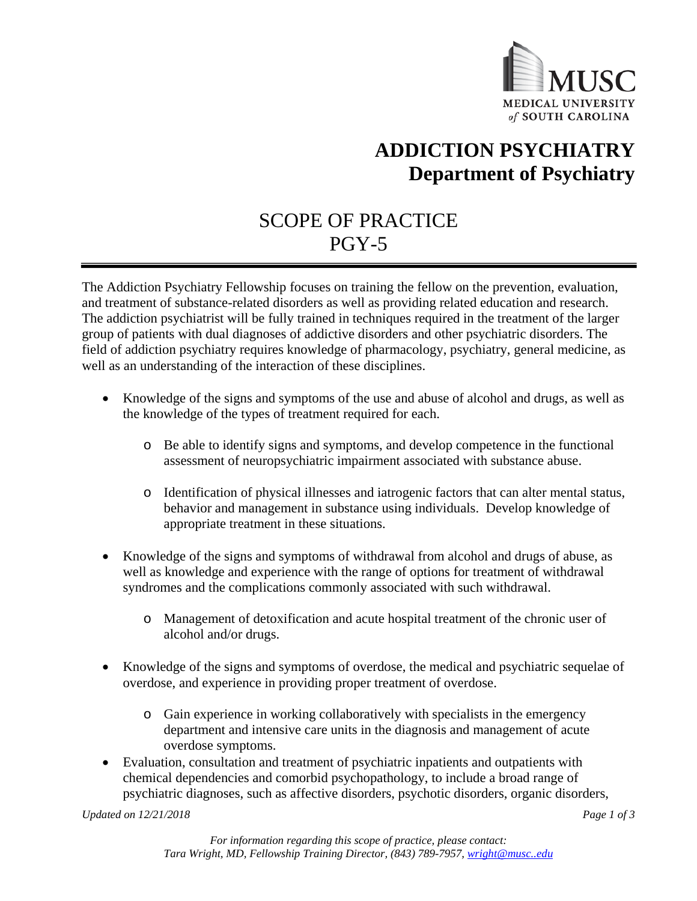MUSC
MEDICAL UNIVERSITY
*of* SOUTH CAROLINA

# ADDICTION PSYCHIATRY
## Department of Psychiatry

## SCOPE OF PRACTICE
## PGY-5

---

The Addiction Psychiatry Fellowship focuses on training the fellow on the prevention, evaluation, and treatment of substance-related disorders as well as providing related education and research. The addiction psychiatrist will be fully trained in techniques required in the treatment of the larger group of patients with dual diagnoses of addictive disorders and other psychiatric disorders. The field of addiction psychiatry requires knowledge of pharmacology, psychiatry, general medicine, as well as an understanding of the interaction of these disciplines.

- Knowledge of the signs and symptoms of the use and abuse of alcohol and drugs, as well as the knowledge of the types of treatment required for each.
  - Be able to identify signs and symptoms, and develop competence in the functional assessment of neuropsychiatric impairment associated with substance abuse.
  - Identification of physical illnesses and iatrogenic factors that can alter mental status, behavior and management in substance using individuals. Develop knowledge of appropriate treatment in these situations.
- Knowledge of the signs and symptoms of withdrawal from alcohol and drugs of abuse, as well as knowledge and experience with the range of options for treatment of withdrawal syndromes and the complications commonly associated with such withdrawal.
  - Management of detoxification and acute hospital treatment of the chronic user of alcohol and/or drugs.
- Knowledge of the signs and symptoms of overdose, the medical and psychiatric sequelae of overdose, and experience in providing proper treatment of overdose.
  - Gain experience in working collaboratively with specialists in the emergency department and intensive care units in the diagnosis and management of acute overdose symptoms.
- Evaluation, consultation and treatment of psychiatric inpatients and outpatients with chemical dependencies and comorbid psychopathology, to include a broad range of psychiatric diagnoses, such as affective disorders, psychotic disorders, organic disorders,

*Updated on 12/21/2018*

*For information regarding this scope of practice, please contact:*
*Tara Wright, MD, Fellowship Training Director, (843) 789-7957, wright@musc..edu*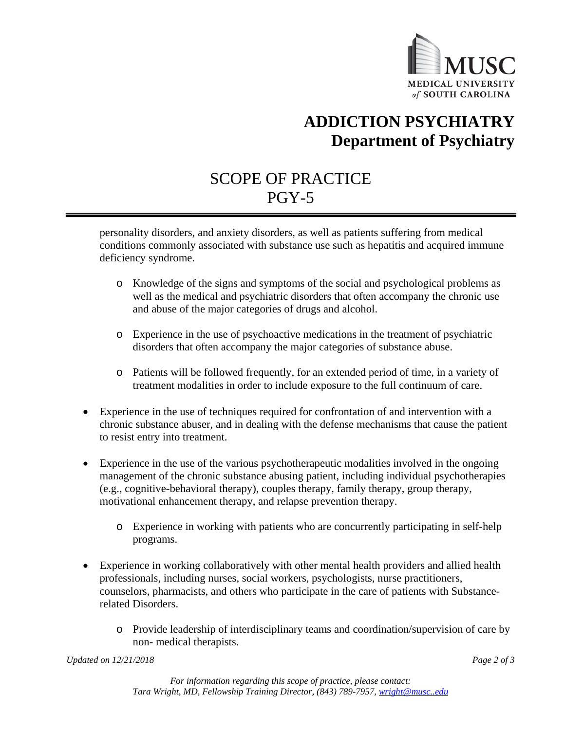personality disorders, and anxiety disorders, as well as patients suffering from medical conditions commonly associated with substance use such as hepatitis and acquired immune deficiency syndrome.

    - Knowledge of the signs and symptoms of the social and psychological problems as well as the medical and psychiatric disorders that often accompany the chronic use and abuse of the major categories of drugs and alcohol.

    - Experience in the use of psychoactive medications in the treatment of psychiatric disorders that often accompany the major categories of substance abuse.

    - Patients will be followed frequently, for an extended period of time, in a variety of treatment modalities in order to include exposure to the full continuum of care.

- Experience in the use of techniques required for confrontation of and intervention with a chronic substance abuser, and in dealing with the defense mechanisms that cause the patient to resist entry into treatment.

- Experience in the use of the various psychotherapeutic modalities involved in the ongoing management of the chronic substance abusing patient, including individual psychotherapies (e.g., cognitive-behavioral therapy), couples therapy, family therapy, group therapy, motivational enhancement therapy, and relapse prevention therapy.

    - Experience in working with patients who are concurrently participating in self-help programs.

- Experience in working collaboratively with other mental health providers and allied health professionals, including nurses, social workers, psychologists, nurse practitioners, counselors, pharmacists, and others who participate in the care of patients with Substance-related Disorders.

    - Provide leadership of interdisciplinary teams and coordination/supervision of care by non- medical therapists.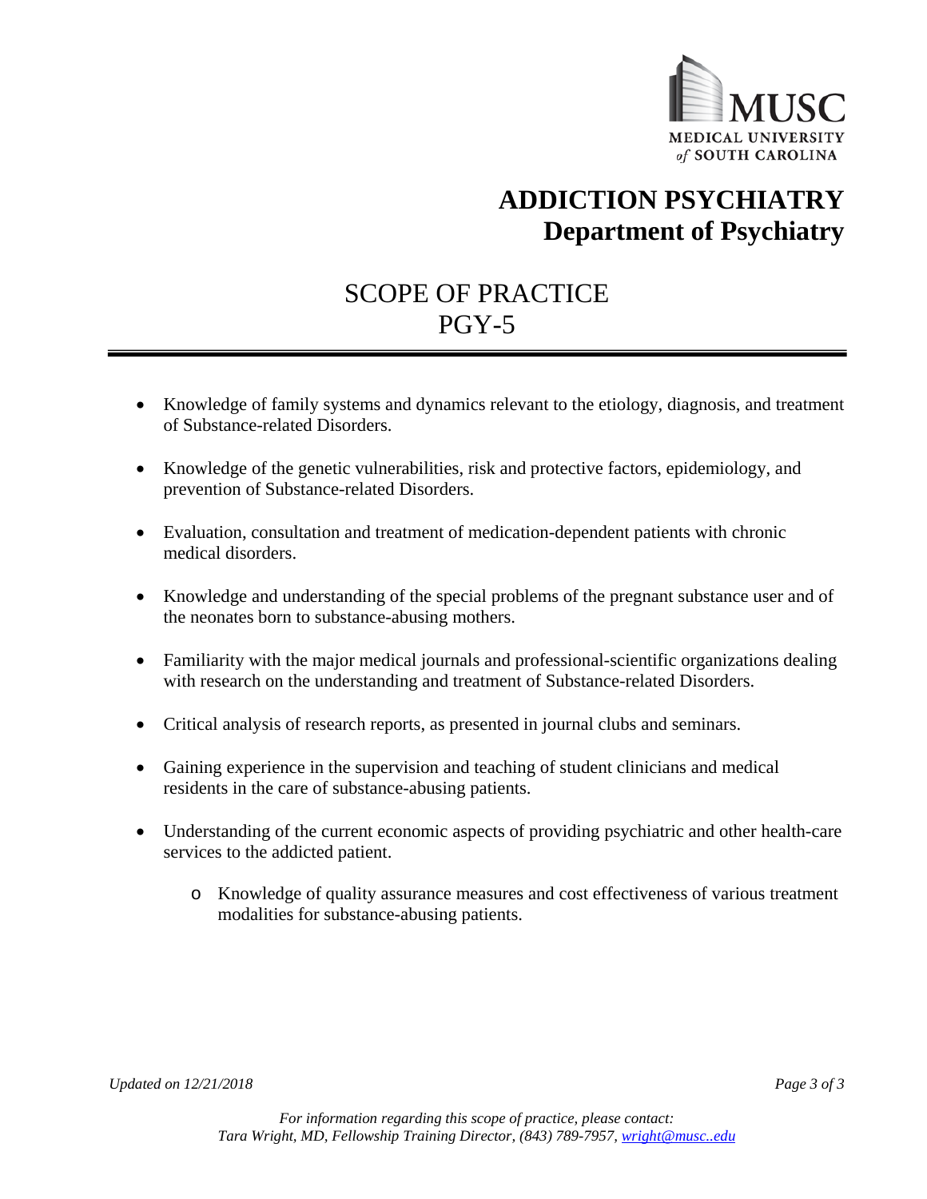MUSC
MEDICAL UNIVERSITY
of SOUTH CAROLINA

# ADDICTION PSYCHIATRY
## Department of Psychiatry

## SCOPE OF PRACTICE
## PGY-5

- Knowledge of family systems and dynamics relevant to the etiology, diagnosis, and treatment of Substance-related Disorders.

- Knowledge of the genetic vulnerabilities, risk and protective factors, epidemiology, and prevention of Substance-related Disorders.

- Evaluation, consultation and treatment of medication-dependent patients with chronic medical disorders.

- Knowledge and understanding of the special problems of the pregnant substance user and of the neonates born to substance-abusing mothers.

- Familiarity with the major medical journals and professional-scientific organizations dealing with research on the understanding and treatment of Substance-related Disorders.

- Critical analysis of research reports, as presented in journal clubs and seminars.

- Gaining experience in the supervision and teaching of student clinicians and medical residents in the care of substance-abusing patients.

- Understanding of the current economic aspects of providing psychiatric and other health-care services to the addicted patient.
  - Knowledge of quality assurance measures and cost effectiveness of various treatment modalities for substance-abusing patients.

*Updated on 12/21/2018*

*For information regarding this scope of practice, please contact:*
*Tara Wright, MD, Fellowship Training Director, (843) 789-7957, wright@musc..edu*